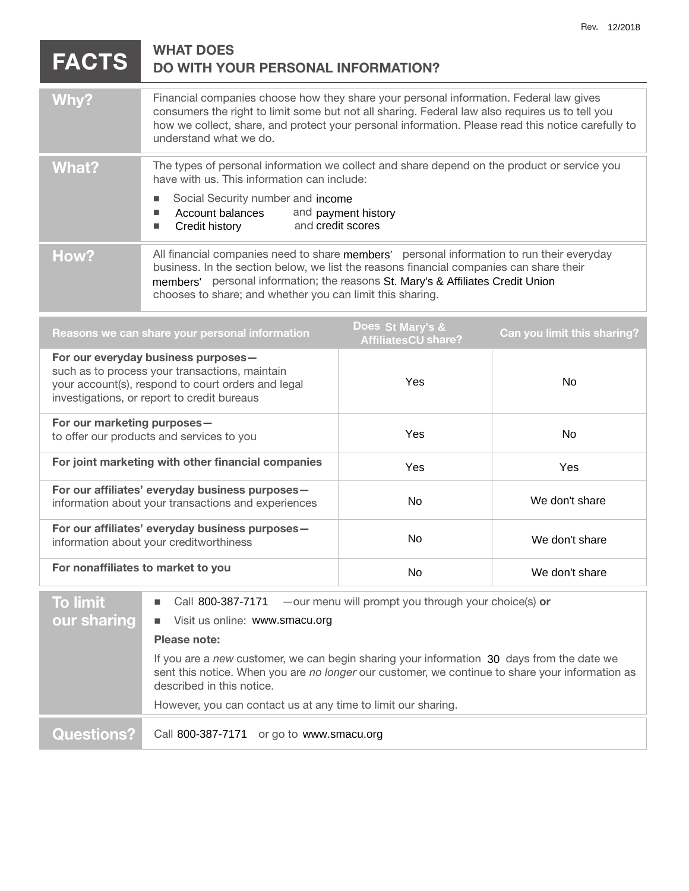Rev. 12/2018

# FACTS

## WHAT DOES DO WITH YOUR PERSONAL INFORMATION?

| | |
|---|---|
| **Why?** | Financial companies choose how they share your personal information. Federal law gives consumers the right to limit some but not all sharing. Federal law also requires us to tell you how we collect, share, and protect your personal information. Please read this notice carefully to understand what we do. |
| **What?** | The types of personal information we collect and share depend on the product or service you have with us. This information can include:<br>■ Social Security number and income<br>■ Account balances and payment history<br>■ Credit history and credit scores |
| **How?** | All financial companies need to share members' personal information to run their everyday business. In the section below, we list the reasons financial companies can share their members' personal information; the reasons St. Mary's & Affiliates Credit Union chooses to share; and whether you can limit this sharing. |

| Reasons we can share your personal information | Does St Mary's & AffiliatesCU share? | Can you limit this sharing? |
|---|---|---|
| **For our everyday business purposes—** such as to process your transactions, maintain your account(s), respond to court orders and legal investigations, or report to credit bureaus | Yes | No |
| **For our marketing purposes—** to offer our products and services to you | Yes | No |
| **For joint marketing with other financial companies** | Yes | Yes |
| **For our affiliates' everyday business purposes—** information about your transactions and experiences | No | We don't share |
| **For our affiliates' everyday business purposes—** information about your creditworthiness | No | We don't share |
| **For nonaffiliates to market to you** | No | We don't share |

| | |
|---|---|
| **To limit our sharing** | ■ Call 800-387-7171 —our menu will prompt you through your choice(s) **or**<br>■ Visit us online: www.smacu.org<br>**Please note:**<br>If you are a *new* customer, we can begin sharing your information 30 days from the date we sent this notice. When you are *no longer* our customer, we continue to share your information as described in this notice.<br>However, you can contact us at any time to limit our sharing. |
| **Questions?** | Call 800-387-7171 or go to www.smacu.org |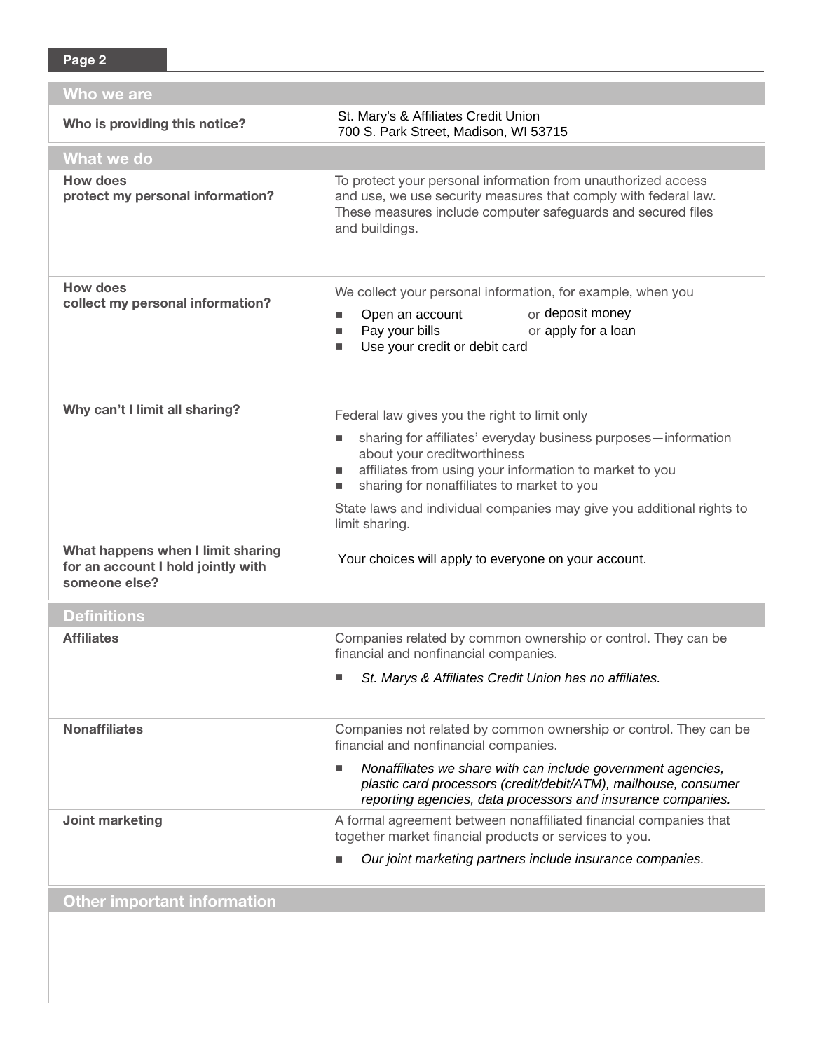| Who we are | |
|---|---|
| **Who is providing this notice?** | St. Mary's & Affiliates Credit Union<br>700 S. Park Street, Madison, WI 53715 |

| What we do | |
|---|---|
| **How does protect my personal information?** | To protect your personal information from unauthorized access and use, we use security measures that comply with federal law. These measures include computer safeguards and secured files and buildings. |
| **How does collect my personal information?** | We collect your personal information, for example, when you<br>■ Open an account or deposit money<br>■ Pay your bills or apply for a loan<br>■ Use your credit or debit card |
| **Why can't I limit all sharing?** | Federal law gives you the right to limit only<br>■ sharing for affiliates' everyday business purposes—information about your creditworthiness<br>■ affiliates from using your information to market to you<br>■ sharing for nonaffiliates to market to you<br>State laws and individual companies may give you additional rights to limit sharing. |
| **What happens when I limit sharing for an account I hold jointly with someone else?** | Your choices will apply to everyone on your account. |

| Definitions | |
|---|---|
| **Affiliates** | Companies related by common ownership or control. They can be financial and nonfinancial companies.<br>■ *St. Marys & Affiliates Credit Union has no affiliates.* |
| **Nonaffiliates** | Companies not related by common ownership or control. They can be financial and nonfinancial companies.<br>■ *Nonaffiliates we share with can include government agencies, plastic card processors (credit/debit/ATM), mailhouse, consumer reporting agencies, data processors and insurance companies.* |
| **Joint marketing** | A formal agreement between nonaffiliated financial companies that together market financial products or services to you.<br>■ *Our joint marketing partners include insurance companies.* |

## Other important information